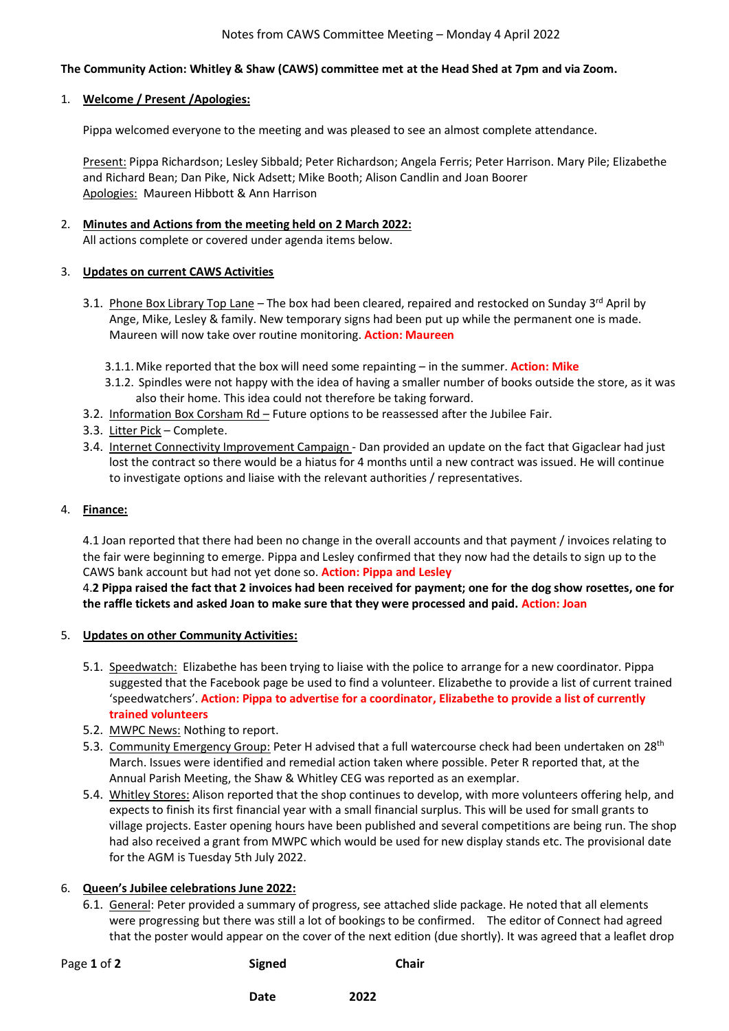Notes from CAWS Committee Meeting – Monday 4 April 2022

**The Community Action: Whitley & Shaw (CAWS) committee met at the Head Shed at 7pm and via Zoom.**

1. **Welcome / Present /Apologies:**

   Pippa welcomed everyone to the meeting and was pleased to see an almost complete attendance.

   Present: Pippa Richardson; Lesley Sibbald; Peter Richardson; Angela Ferris; Peter Harrison. Mary Pile; Elizabethe and Richard Bean; Dan Pike, Nick Adsett; Mike Booth; Alison Candlin and Joan Boorer
   Apologies: Maureen Hibbott & Ann Harrison

2. **Minutes and Actions from the meeting held on 2 March 2022:**
   All actions complete or covered under agenda items below.

3. **Updates on current CAWS Activities**

   3.1. Phone Box Library Top Lane – The box had been cleared, repaired and restocked on Sunday 3rd April by Ange, Mike, Lesley & family. New temporary signs had been put up while the permanent one is made. Maureen will now take over routine monitoring. **Action: Maureen**

   3.1.1. Mike reported that the box will need some repainting – in the summer. **Action: Mike**

   3.1.2. Spindles were not happy with the idea of having a smaller number of books outside the store, as it was also their home. This idea could not therefore be taking forward.

   3.2. Information Box Corsham Rd – Future options to be reassessed after the Jubilee Fair.

   3.3. Litter Pick – Complete.

   3.4. Internet Connectivity Improvement Campaign - Dan provided an update on the fact that Gigaclear had just lost the contract so there would be a hiatus for 4 months until a new contract was issued. He will continue to investigate options and liaise with the relevant authorities / representatives.

4. **Finance:**

   4.1 Joan reported that there had been no change in the overall accounts and that payment / invoices relating to the fair were beginning to emerge. Pippa and Lesley confirmed that they now had the details to sign up to the CAWS bank account but had not yet done so. **Action: Pippa and Lesley**

   4.**2 Pippa raised the fact that 2 invoices had been received for payment; one for the dog show rosettes, one for the raffle tickets and asked Joan to make sure that they were processed and paid. Action: Joan**

5. **Updates on other Community Activities:**

   5.1. Speedwatch: Elizabethe has been trying to liaise with the police to arrange for a new coordinator. Pippa suggested that the Facebook page be used to find a volunteer. Elizabethe to provide a list of current trained 'speedwatchers'. **Action: Pippa to advertise for a coordinator, Elizabethe to provide a list of currently trained volunteers**

   5.2. MWPC News: Nothing to report.

   5.3. Community Emergency Group: Peter H advised that a full watercourse check had been undertaken on 28th March. Issues were identified and remedial action taken where possible. Peter R reported that, at the Annual Parish Meeting, the Shaw & Whitley CEG was reported as an exemplar.

   5.4. Whitley Stores: Alison reported that the shop continues to develop, with more volunteers offering help, and expects to finish its first financial year with a small financial surplus. This will be used for small grants to village projects. Easter opening hours have been published and several competitions are being run. The shop had also received a grant from MWPC which would be used for new display stands etc. The provisional date for the AGM is Tuesday 5th July 2022.

6. **Queen's Jubilee celebrations June 2022:**

   6.1. General: Peter provided a summary of progress, see attached slide package. He noted that all elements were progressing but there was still a lot of bookings to be confirmed. The editor of Connect had agreed that the poster would appear on the cover of the next edition (due shortly). It was agreed that a leaflet drop

**Signed** **Chair**

**Date** **2022**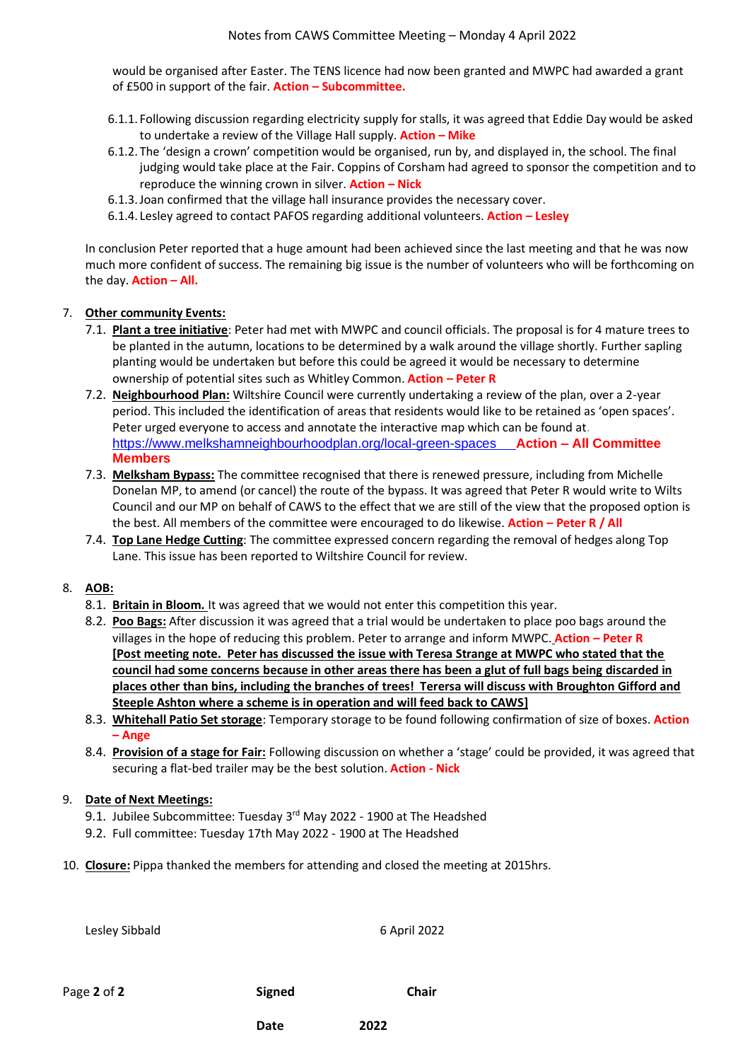would be organised after Easter. The TENS licence had now been granted and MWPC had awarded a grant of £500 in support of the fair. **Action – Subcommittee.**

6.1.1. Following discussion regarding electricity supply for stalls, it was agreed that Eddie Day would be asked to undertake a review of the Village Hall supply. **Action – Mike**

6.1.2. The 'design a crown' competition would be organised, run by, and displayed in, the school. The final judging would take place at the Fair. Coppins of Corsham had agreed to sponsor the competition and to reproduce the winning crown in silver. **Action – Nick**

6.1.3. Joan confirmed that the village hall insurance provides the necessary cover.

6.1.4. Lesley agreed to contact PAFOS regarding additional volunteers. **Action – Lesley**

In conclusion Peter reported that a huge amount had been achieved since the last meeting and that he was now much more confident of success. The remaining big issue is the number of volunteers who will be forthcoming on the day. **Action – All.**

7. **Other community Events:**
   - 7.1. **Plant a tree initiative**: Peter had met with MWPC and council officials. The proposal is for 4 mature trees to be planted in the autumn, locations to be determined by a walk around the village shortly. Further sapling planting would be undertaken but before this could be agreed it would be necessary to determine ownership of potential sites such as Whitley Common. **Action – Peter R**
   - 7.2. **Neighbourhood Plan:** Wiltshire Council were currently undertaking a review of the plan, over a 2-year period. This included the identification of areas that residents would like to be retained as 'open spaces'. Peter urged everyone to access and annotate the interactive map which can be found at. https://www.melkshamneighbourhoodplan.org/local-green-spaces **Action – All Committee Members**
   - 7.3. **Melksham Bypass:** The committee recognised that there is renewed pressure, including from Michelle Donelan MP, to amend (or cancel) the route of the bypass. It was agreed that Peter R would write to Wilts Council and our MP on behalf of CAWS to the effect that we are still of the view that the proposed option is the best. All members of the committee were encouraged to do likewise. **Action – Peter R / All**
   - 7.4. **Top Lane Hedge Cutting**: The committee expressed concern regarding the removal of hedges along Top Lane. This issue has been reported to Wiltshire Council for review.

8. **AOB:**
   - 8.1. **Britain in Bloom.** It was agreed that we would not enter this competition this year.
   - 8.2. **Poo Bags:** After discussion it was agreed that a trial would be undertaken to place poo bags around the villages in the hope of reducing this problem. Peter to arrange and inform MWPC. **Action – Peter R** **[Post meeting note. Peter has discussed the issue with Teresa Strange at MWPC who stated that the council had some concerns because in other areas there has been a glut of full bags being discarded in places other than bins, including the branches of trees! Terersa will discuss with Broughton Gifford and Steeple Ashton where a scheme is in operation and will feed back to CAWS]**
   - 8.3. **Whitehall Patio Set storage**: Temporary storage to be found following confirmation of size of boxes. **Action – Ange**
   - 8.4. **Provision of a stage for Fair:** Following discussion on whether a 'stage' could be provided, it was agreed that securing a flat-bed trailer may be the best solution. **Action - Nick**

9. **Date of Next Meetings:**
   - 9.1. Jubilee Subcommittee: Tuesday 3rd May 2022 - 1900 at The Headshed
   - 9.2. Full committee: Tuesday 17th May 2022 - 1900 at The Headshed

10. **Closure:** Pippa thanked the members for attending and closed the meeting at 2015hrs.

Lesley Sibbald 6 April 2022

**Signed** **Chair**

**Date** **2022**